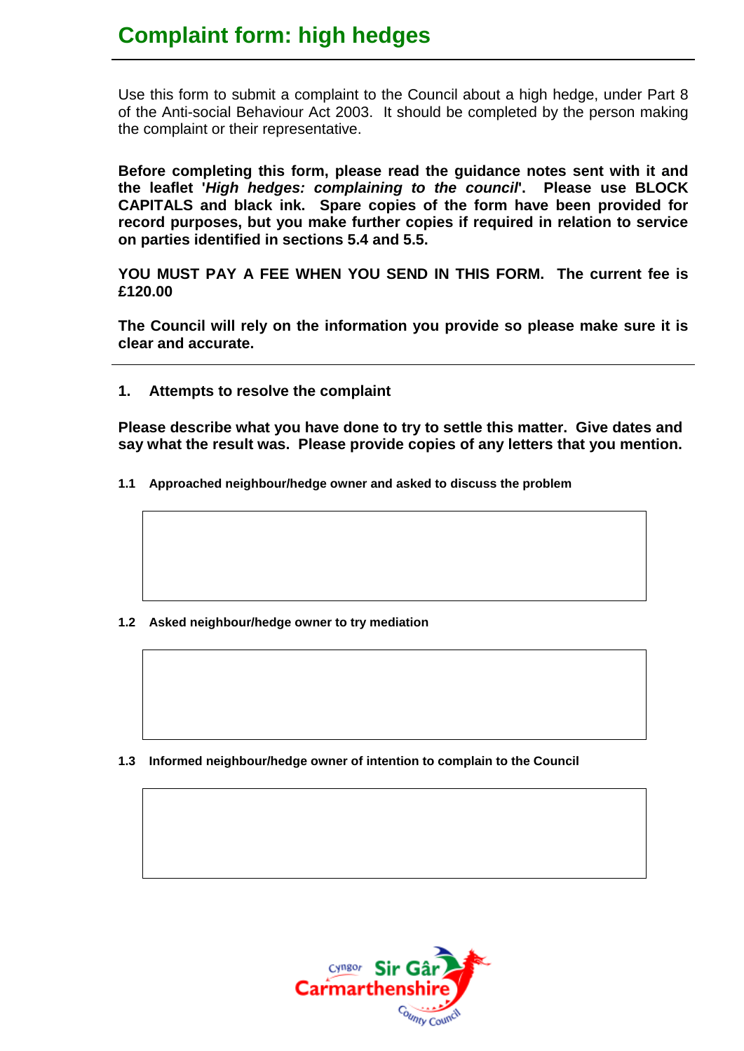# Complaint form: high hedges

Use this form to submit a complaint to the Council about a high hedge, under Part 8 of the Anti-social Behaviour Act 2003. It should be completed by the person making the complaint or their representative.

**Before completing this form, please read the guidance notes sent with it and the leaflet '*High hedges: complaining to the council*'. Please use BLOCK CAPITALS and black ink. Spare copies of the form have been provided for record purposes, but you make further copies if required in relation to service on parties identified in sections 5.4 and 5.5.**

**YOU MUST PAY A FEE WHEN YOU SEND IN THIS FORM. The current fee is £120.00**

**The Council will rely on the information you provide so please make sure it is clear and accurate.**

## 1. Attempts to resolve the complaint

**Please describe what you have done to try to settle this matter. Give dates and say what the result was. Please provide copies of any letters that you mention.**

**1.1 Approached neighbour/hedge owner and asked to discuss the problem**

**1.2 Asked neighbour/hedge owner to try mediation**

**1.3 Informed neighbour/hedge owner of intention to complain to the Council**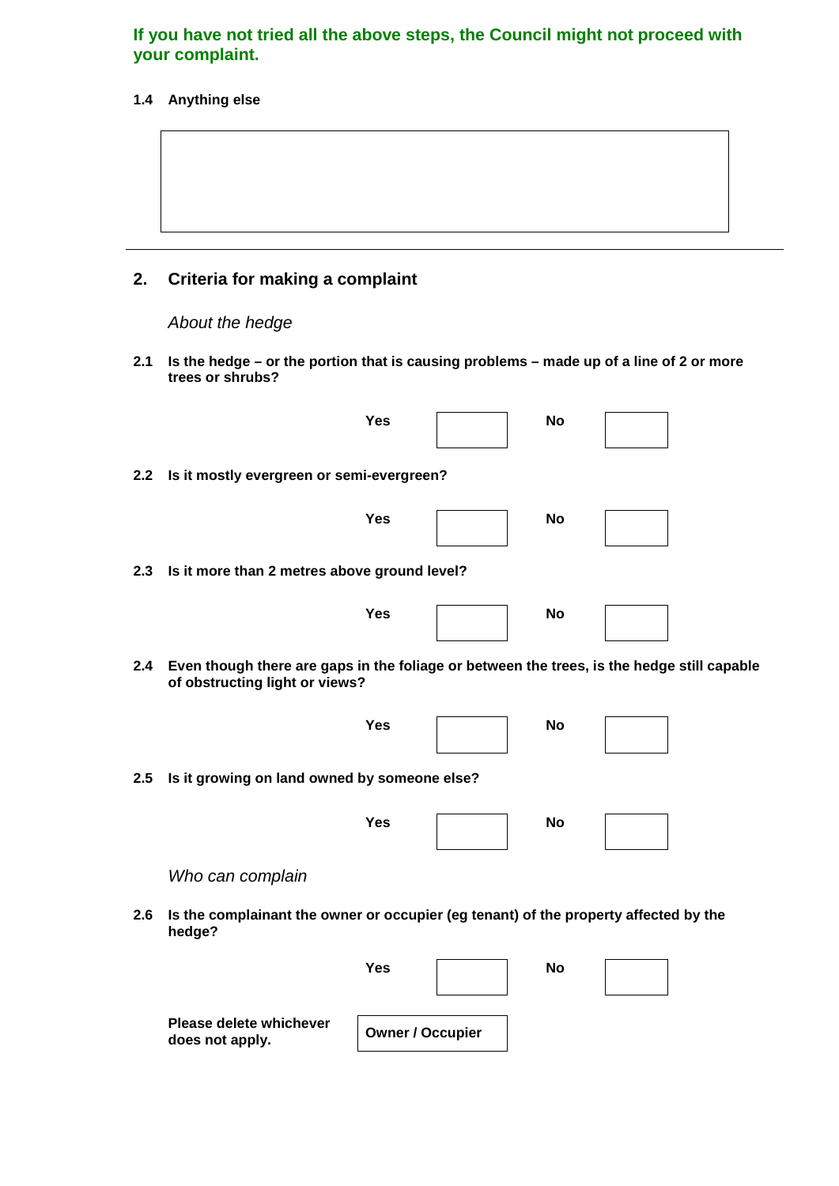**If you have not tried all the above steps, the Council might not proceed with your complaint.**

**1.4 Anything else**

| |
|---|
| |

---

## 2. Criteria for making a complaint

*About the hedge*

**2.1 Is the hedge – or the portion that is causing problems – made up of a line of 2 or more trees or shrubs?**

| Yes | | No | |
|---|---|---|---|

**2.2 Is it mostly evergreen or semi-evergreen?**

| Yes | | No | |
|---|---|---|---|

**2.3 Is it more than 2 metres above ground level?**

| Yes | | No | |
|---|---|---|---|

**2.4 Even though there are gaps in the foliage or between the trees, is the hedge still capable of obstructing light or views?**

| Yes | | No | |
|---|---|---|---|

**2.5 Is it growing on land owned by someone else?**

| Yes | | No | |
|---|---|---|---|

*Who can complain*

**2.6 Is the complainant the owner or occupier (eg tenant) of the property affected by the hedge?**

| Yes | | No | |
|---|---|---|---|

**Please delete whichever does not apply.** | **Owner / Occupier** |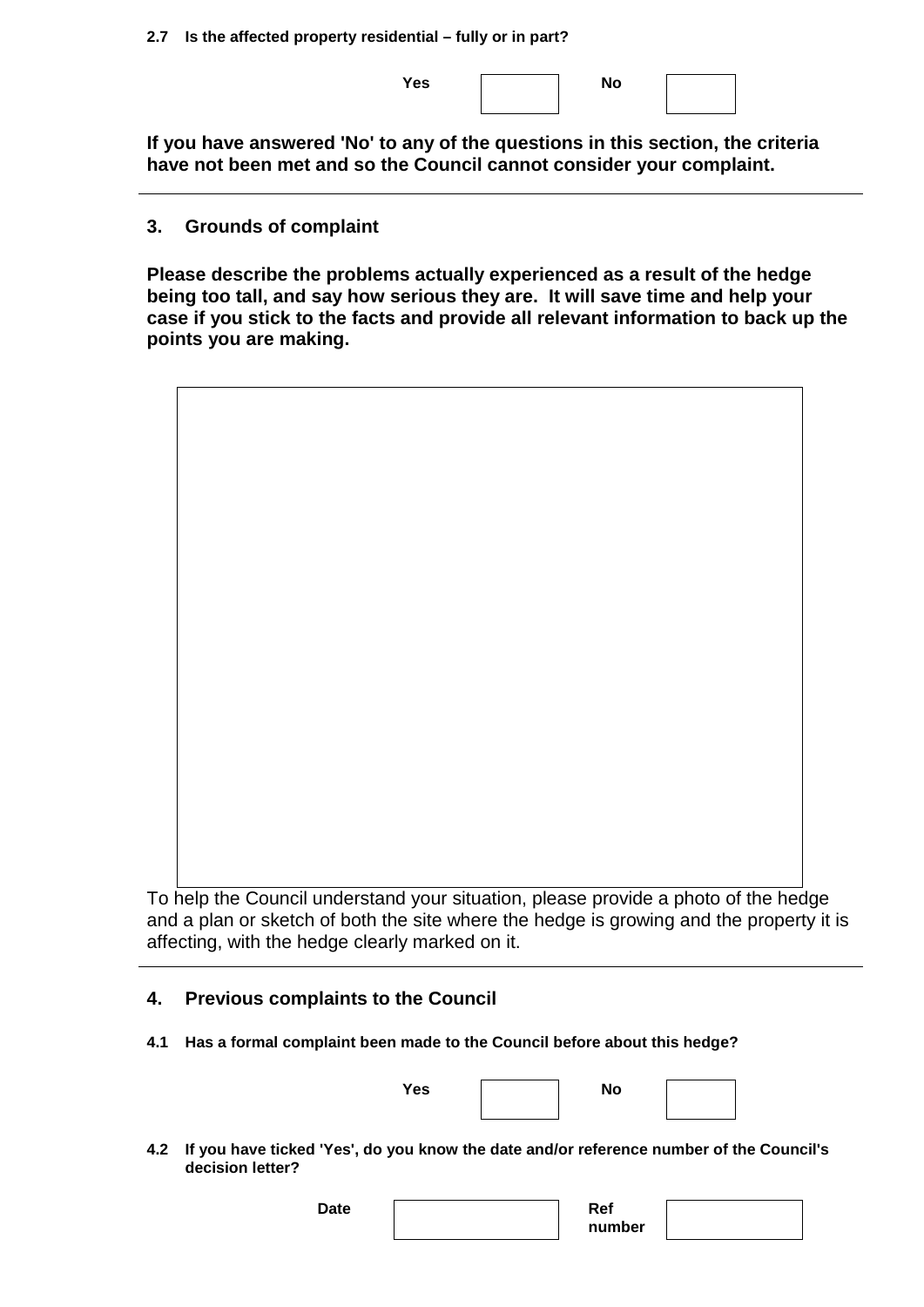**2.7 Is the affected property residential – fully or in part?**

**Yes** ☐ **No** ☐

**If you have answered 'No' to any of the questions in this section, the criteria have not been met and so the Council cannot consider your complaint.**

---

## 3. Grounds of complaint

**Please describe the problems actually experienced as a result of the hedge being too tall, and say how serious they are. It will save time and help your case if you stick to the facts and provide all relevant information to back up the points you are making.**

| |
|---|
| |

To help the Council understand your situation, please provide a photo of the hedge and a plan or sketch of both the site where the hedge is growing and the property it is affecting, with the hedge clearly marked on it.

---

## 4. Previous complaints to the Council

**4.1 Has a formal complaint been made to the Council before about this hedge?**

**Yes** ☐ **No** ☐

**4.2 If you have ticked 'Yes', do you know the date and/or reference number of the Council's decision letter?**

**Date** ☐ **Ref number** ☐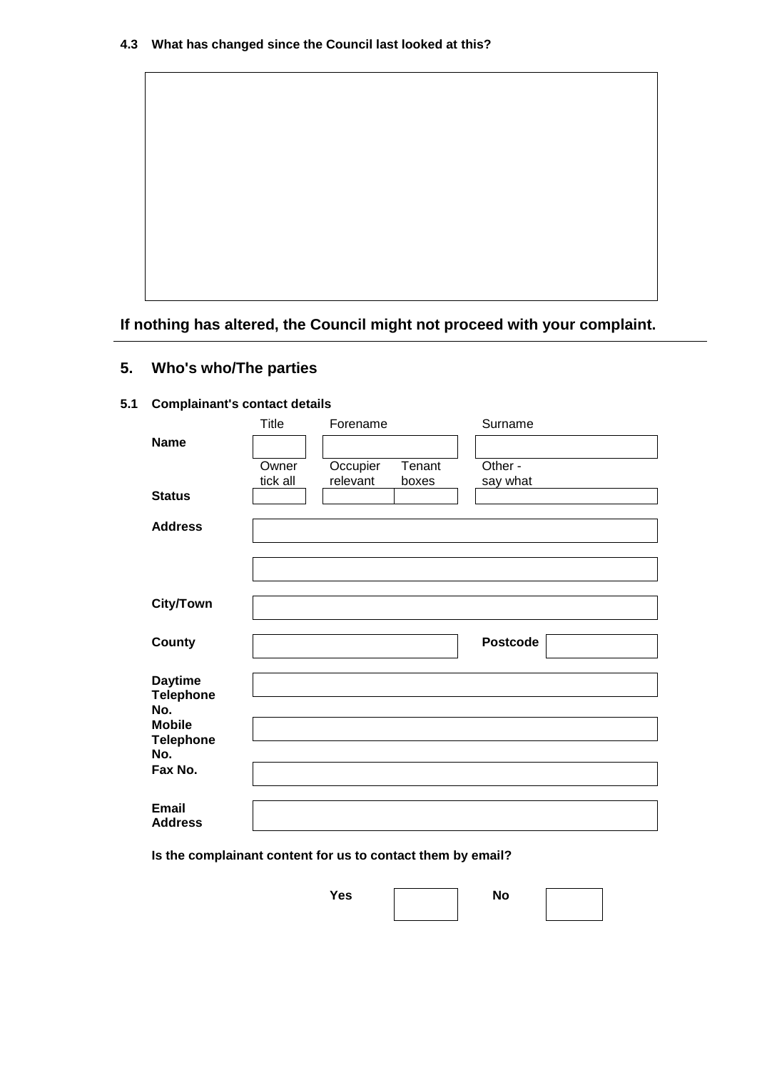**4.3 What has changed since the Council last looked at this?**

|  |
|---|
|  |

**If nothing has altered, the Council might not proceed with your complaint.**

---

## 5. Who's who/The parties

### 5.1 Complainant's contact details

|  | Title | Forename |  | Surname |
|---|---|---|---|---|
| **Name** |  |  |  |  |
|  | Owner tick all | Occupier relevant | Tenant boxes | Other - say what |
| **Status** |  |  |  |  |
| **Address** |  |  |  |  |
|  |  |  |  |  |
| **City/Town** |  |  |  |  |
| **County** |  |  | **Postcode** |  |
| **Daytime Telephone No.** |  |  |  |  |
| **Mobile Telephone No.** |  |  |  |  |
| **Fax No.** |  |  |  |  |
| **Email Address** |  |  |  |  |

**Is the complainant content for us to contact them by email?**

**Yes** ☐ **No** ☐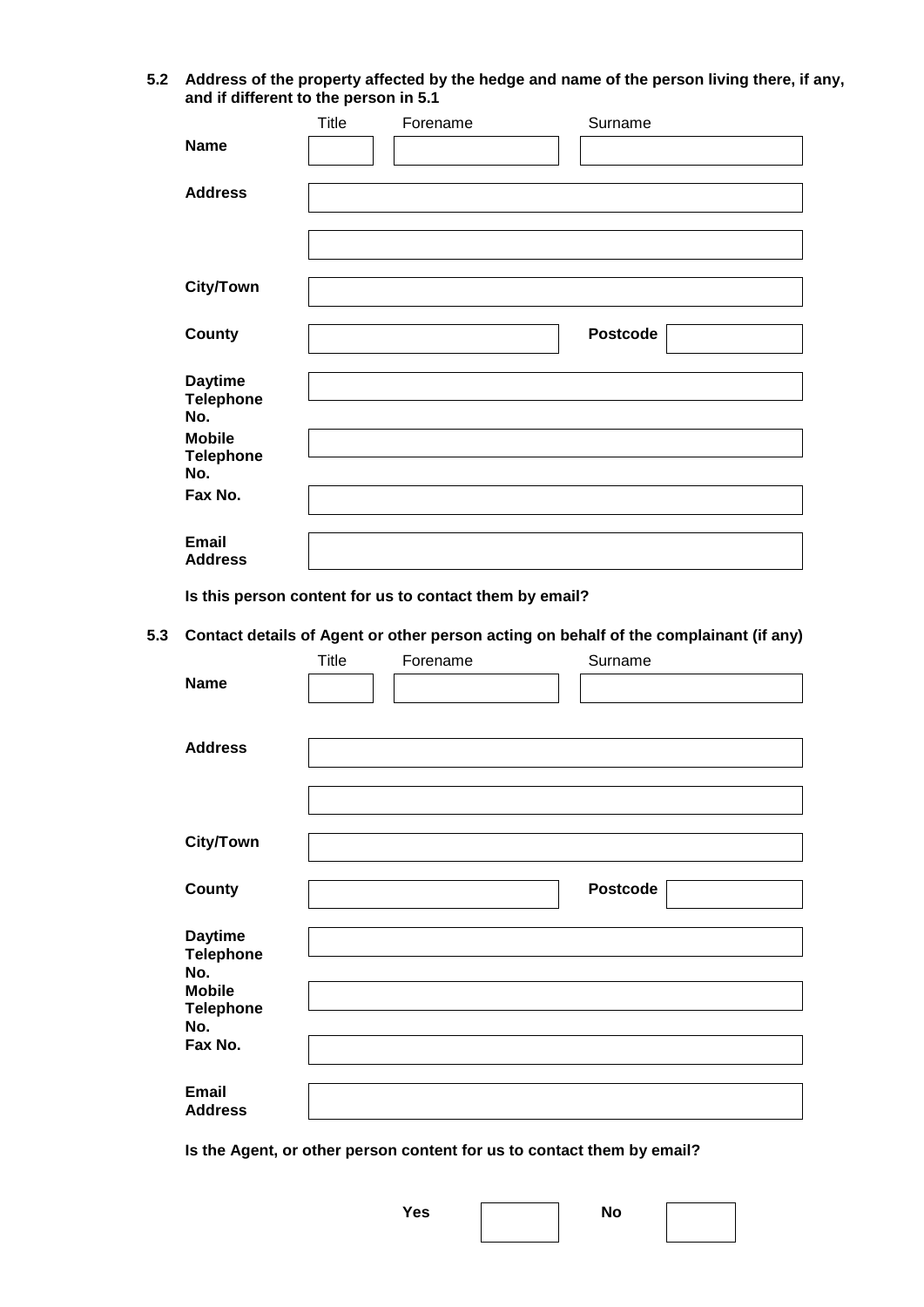**5.2 Address of the property affected by the hedge and name of the person living there, if any, and if different to the person in 5.1**

| | Title | Forename | Surname |
|---|---|---|---|
| **Name** | | | |

| | |
|---|---|
| **Address** | |
| | |
| **City/Town** | |
| **County** | |
| **Postcode** | |
| **Daytime Telephone No.** | |
| **Mobile Telephone No.** | |
| **Fax No.** | |
| **Email Address** | |

**Is this person content for us to contact them by email?**

**5.3 Contact details of Agent or other person acting on behalf of the complainant (if any)**

| | Title | Forename | Surname |
|---|---|---|---|
| **Name** | | | |

| | |
|---|---|
| **Address** | |
| | |
| **City/Town** | |
| **County** | |
| **Postcode** | |
| **Daytime Telephone No.** | |
| **Mobile Telephone No.** | |
| **Fax No.** | |
| **Email Address** | |

**Is the Agent, or other person content for us to contact them by email?**

| **Yes** | | **No** | |
|---|---|---|---|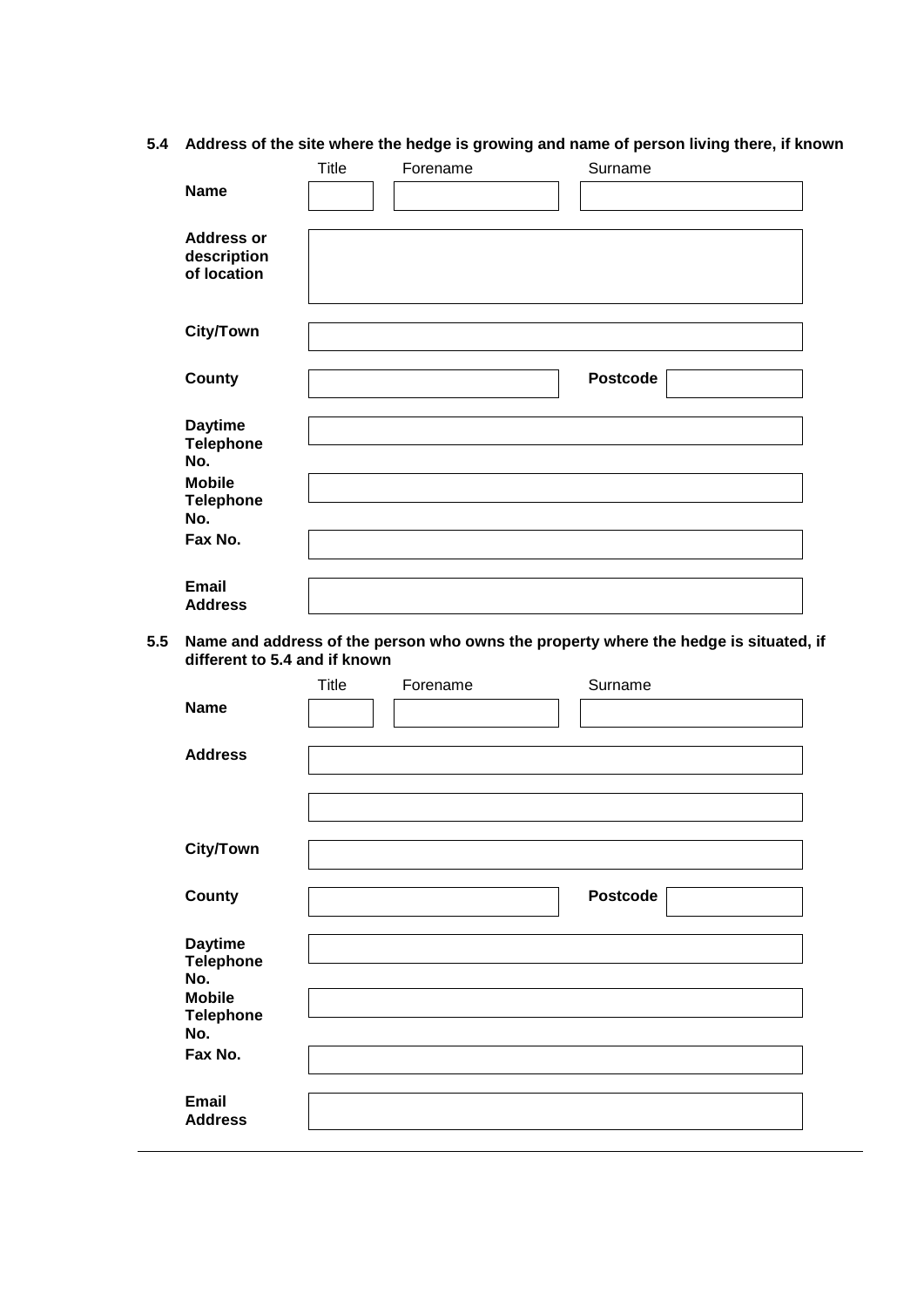**5.4 Address of the site where the hedge is growing and name of person living there, if known**

| | Title | Forename | Surname |
|---|---|---|---|
| **Name** | | | |

| | |
|---|---|
| **Address or description of location** | |
| **City/Town** | |
| **County** | **Postcode** |
| **Daytime Telephone No.** | |
| **Mobile Telephone No.** | |
| **Fax No.** | |
| **Email Address** | |

**5.5 Name and address of the person who owns the property where the hedge is situated, if different to 5.4 and if known**

| | Title | Forename | Surname |
|---|---|---|---|
| **Name** | | | |

| | |
|---|---|
| **Address** | |
| | |
| **City/Town** | |
| **County** | **Postcode** |
| **Daytime Telephone No.** | |
| **Mobile Telephone No.** | |
| **Fax No.** | |
| **Email Address** | |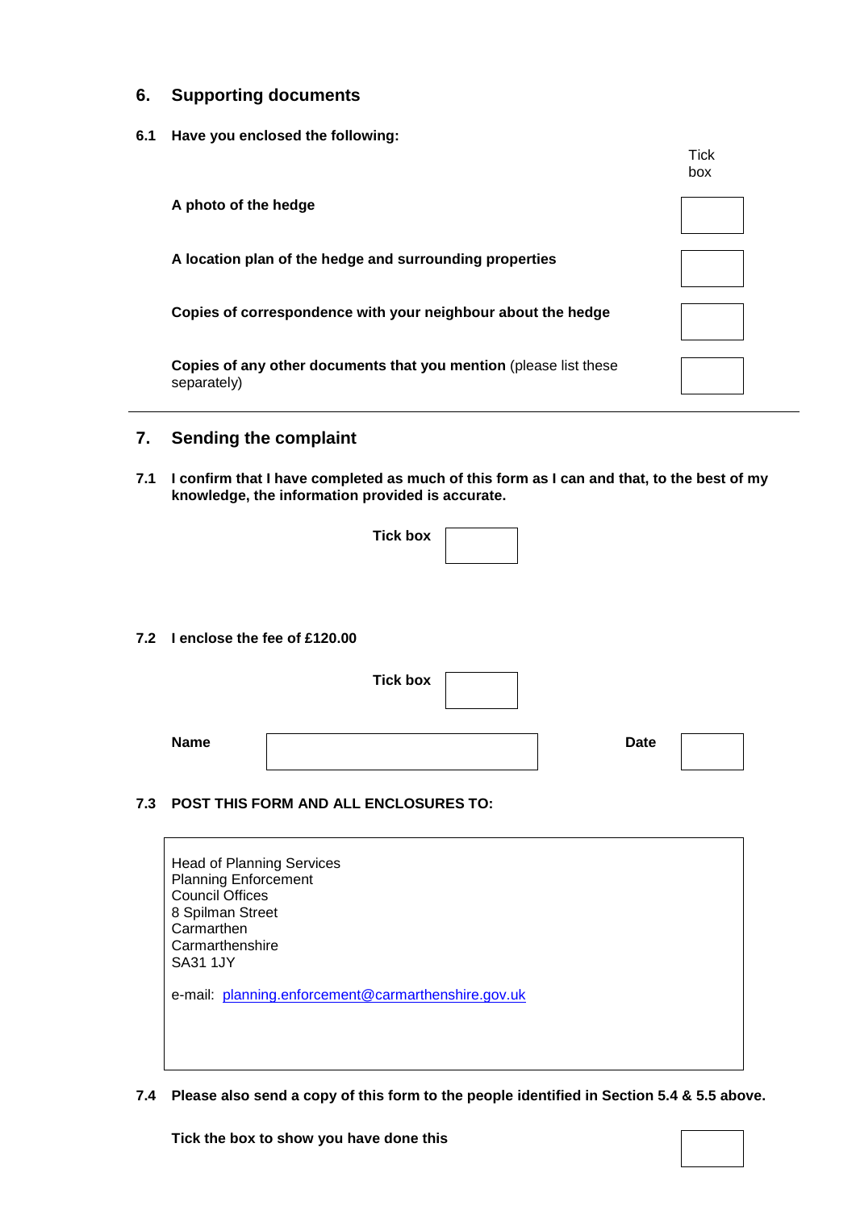## 6. Supporting documents

**6.1 Have you enclosed the following:**

| | Tick box |
|---|---|
| **A photo of the hedge** | |
| **A location plan of the hedge and surrounding properties** | |
| **Copies of correspondence with your neighbour about the hedge** | |
| **Copies of any other documents that you mention** (please list these separately) | |

## 7. Sending the complaint

**7.1 I confirm that I have completed as much of this form as I can and that, to the best of my knowledge, the information provided is accurate.**

**Tick box** ☐

**7.2 I enclose the fee of £120.00**

**Tick box** ☐

**Name** ____________________ **Date** ________

**7.3 POST THIS FORM AND ALL ENCLOSURES TO:**

Head of Planning Services
Planning Enforcement
Council Offices
8 Spilman Street
Carmarthen
Carmarthenshire
SA31 1JY

e-mail: planning.enforcement@carmarthenshire.gov.uk

**7.4 Please also send a copy of this form to the people identified in Section 5.4 & 5.5 above.**

**Tick the box to show you have done this** ☐